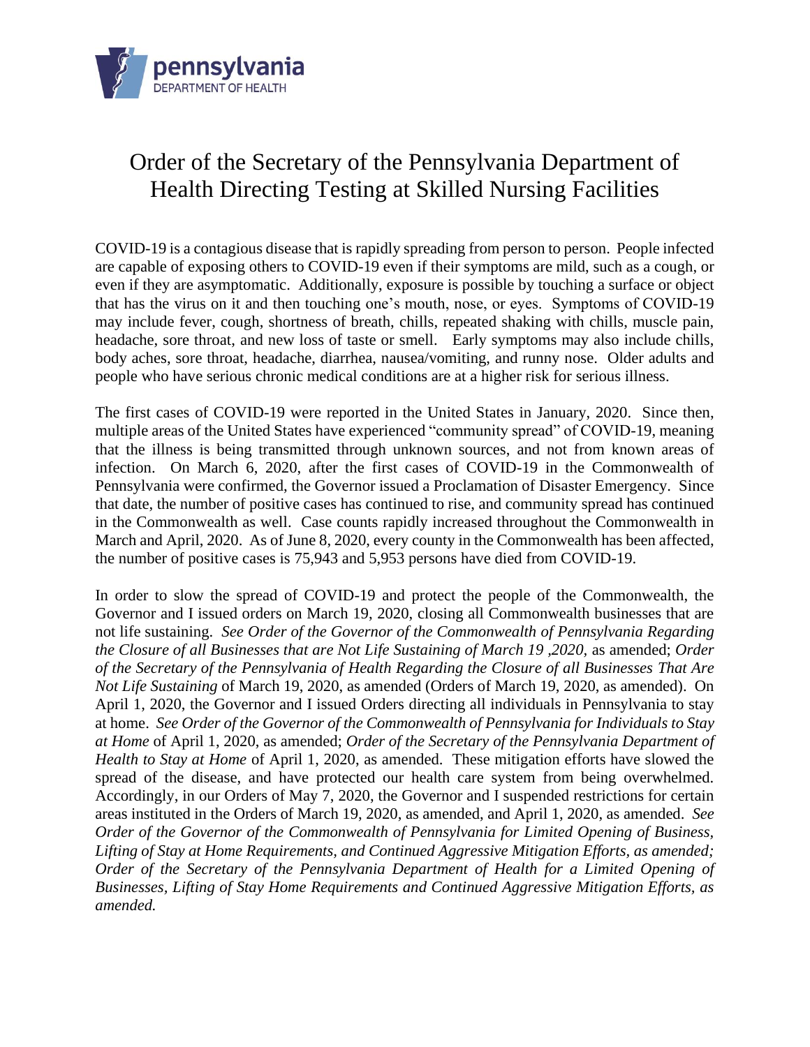pennsylvania
DEPARTMENT OF HEALTH

# Order of the Secretary of the Pennsylvania Department of Health Directing Testing at Skilled Nursing Facilities

COVID-19 is a contagious disease that is rapidly spreading from person to person. People infected are capable of exposing others to COVID-19 even if their symptoms are mild, such as a cough, or even if they are asymptomatic. Additionally, exposure is possible by touching a surface or object that has the virus on it and then touching one's mouth, nose, or eyes. Symptoms of COVID-19 may include fever, cough, shortness of breath, chills, repeated shaking with chills, muscle pain, headache, sore throat, and new loss of taste or smell. Early symptoms may also include chills, body aches, sore throat, headache, diarrhea, nausea/vomiting, and runny nose. Older adults and people who have serious chronic medical conditions are at a higher risk for serious illness.

The first cases of COVID-19 were reported in the United States in January, 2020. Since then, multiple areas of the United States have experienced "community spread" of COVID-19, meaning that the illness is being transmitted through unknown sources, and not from known areas of infection. On March 6, 2020, after the first cases of COVID-19 in the Commonwealth of Pennsylvania were confirmed, the Governor issued a Proclamation of Disaster Emergency. Since that date, the number of positive cases has continued to rise, and community spread has continued in the Commonwealth as well. Case counts rapidly increased throughout the Commonwealth in March and April, 2020. As of June 8, 2020, every county in the Commonwealth has been affected, the number of positive cases is 75,943 and 5,953 persons have died from COVID-19.

In order to slow the spread of COVID-19 and protect the people of the Commonwealth, the Governor and I issued orders on March 19, 2020, closing all Commonwealth businesses that are not life sustaining. *See Order of the Governor of the Commonwealth of Pennsylvania Regarding the Closure of all Businesses that are Not Life Sustaining of March 19 ,2020*, as amended; *Order of the Secretary of the Pennsylvania of Health Regarding the Closure of all Businesses That Are Not Life Sustaining* of March 19, 2020, as amended (Orders of March 19, 2020, as amended). On April 1, 2020, the Governor and I issued Orders directing all individuals in Pennsylvania to stay at home. *See Order of the Governor of the Commonwealth of Pennsylvania for Individuals to Stay at Home* of April 1, 2020, as amended; *Order of the Secretary of the Pennsylvania Department of Health to Stay at Home* of April 1, 2020, as amended. These mitigation efforts have slowed the spread of the disease, and have protected our health care system from being overwhelmed. Accordingly, in our Orders of May 7, 2020, the Governor and I suspended restrictions for certain areas instituted in the Orders of March 19, 2020, as amended, and April 1, 2020, as amended. *See Order of the Governor of the Commonwealth of Pennsylvania for Limited Opening of Business, Lifting of Stay at Home Requirements, and Continued Aggressive Mitigation Efforts, as amended; Order of the Secretary of the Pennsylvania Department of Health for a Limited Opening of Businesses, Lifting of Stay Home Requirements and Continued Aggressive Mitigation Efforts, as amended.*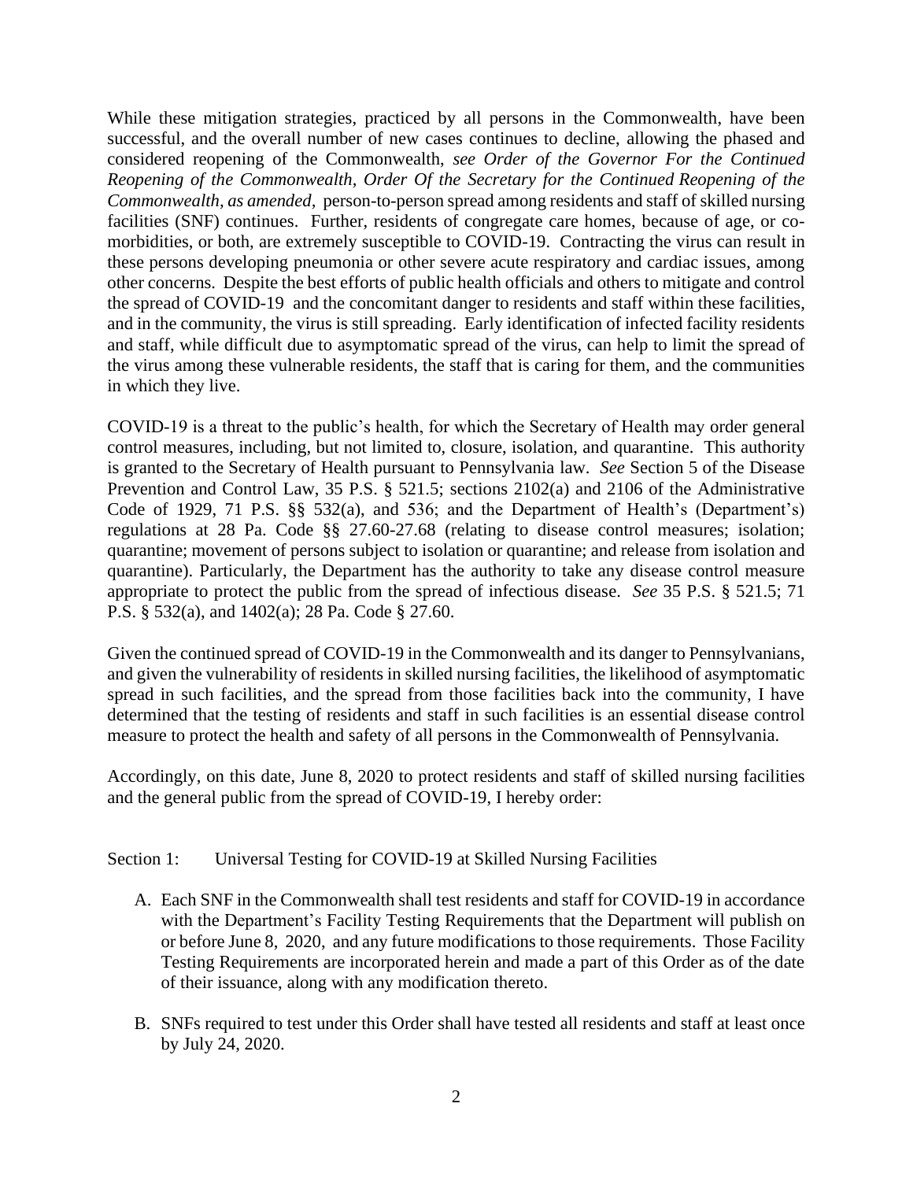While these mitigation strategies, practiced by all persons in the Commonwealth, have been successful, and the overall number of new cases continues to decline, allowing the phased and considered reopening of the Commonwealth, *see Order of the Governor For the Continued Reopening of the Commonwealth, Order Of the Secretary for the Continued Reopening of the Commonwealth, as amended,* person-to-person spread among residents and staff of skilled nursing facilities (SNF) continues. Further, residents of congregate care homes, because of age, or co-morbidities, or both, are extremely susceptible to COVID-19. Contracting the virus can result in these persons developing pneumonia or other severe acute respiratory and cardiac issues, among other concerns. Despite the best efforts of public health officials and others to mitigate and control the spread of COVID-19 and the concomitant danger to residents and staff within these facilities, and in the community, the virus is still spreading. Early identification of infected facility residents and staff, while difficult due to asymptomatic spread of the virus, can help to limit the spread of the virus among these vulnerable residents, the staff that is caring for them, and the communities in which they live.

COVID-19 is a threat to the public's health, for which the Secretary of Health may order general control measures, including, but not limited to, closure, isolation, and quarantine. This authority is granted to the Secretary of Health pursuant to Pennsylvania law. *See* Section 5 of the Disease Prevention and Control Law, 35 P.S. § 521.5; sections 2102(a) and 2106 of the Administrative Code of 1929, 71 P.S. §§ 532(a), and 536; and the Department of Health's (Department's) regulations at 28 Pa. Code §§ 27.60-27.68 (relating to disease control measures; isolation; quarantine; movement of persons subject to isolation or quarantine; and release from isolation and quarantine). Particularly, the Department has the authority to take any disease control measure appropriate to protect the public from the spread of infectious disease. *See* 35 P.S. § 521.5; 71 P.S. § 532(a), and 1402(a); 28 Pa. Code § 27.60.

Given the continued spread of COVID-19 in the Commonwealth and its danger to Pennsylvanians, and given the vulnerability of residents in skilled nursing facilities, the likelihood of asymptomatic spread in such facilities, and the spread from those facilities back into the community, I have determined that the testing of residents and staff in such facilities is an essential disease control measure to protect the health and safety of all persons in the Commonwealth of Pennsylvania.

Accordingly, on this date, June 8, 2020 to protect residents and staff of skilled nursing facilities and the general public from the spread of COVID-19, I hereby order:

Section 1: Universal Testing for COVID-19 at Skilled Nursing Facilities

A. Each SNF in the Commonwealth shall test residents and staff for COVID-19 in accordance with the Department's Facility Testing Requirements that the Department will publish on or before June 8, 2020, and any future modifications to those requirements. Those Facility Testing Requirements are incorporated herein and made a part of this Order as of the date of their issuance, along with any modification thereto.

B. SNFs required to test under this Order shall have tested all residents and staff at least once by July 24, 2020.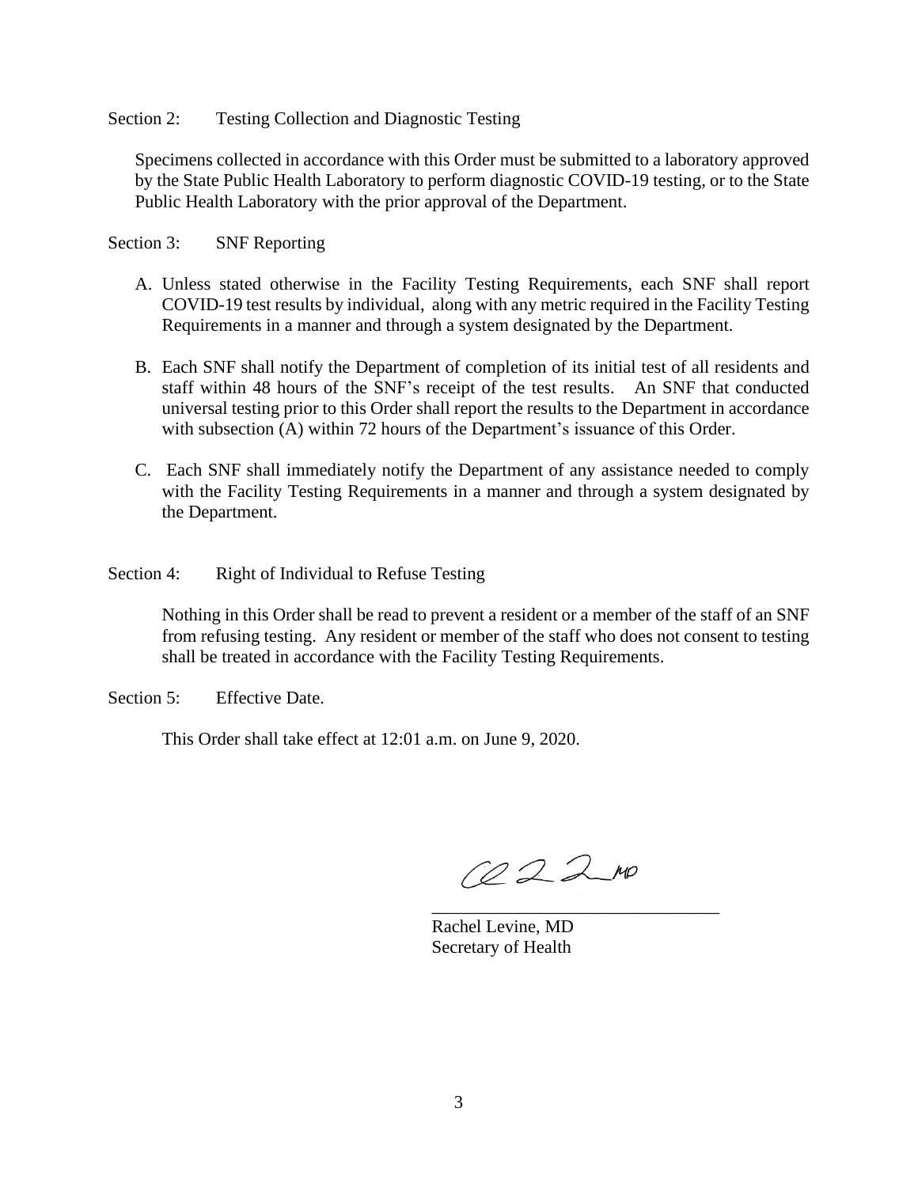Section 2: Testing Collection and Diagnostic Testing

Specimens collected in accordance with this Order must be submitted to a laboratory approved by the State Public Health Laboratory to perform diagnostic COVID-19 testing, or to the State Public Health Laboratory with the prior approval of the Department.

Section 3: SNF Reporting

A. Unless stated otherwise in the Facility Testing Requirements, each SNF shall report COVID-19 test results by individual, along with any metric required in the Facility Testing Requirements in a manner and through a system designated by the Department.

B. Each SNF shall notify the Department of completion of its initial test of all residents and staff within 48 hours of the SNF's receipt of the test results. An SNF that conducted universal testing prior to this Order shall report the results to the Department in accordance with subsection (A) within 72 hours of the Department's issuance of this Order.

C. Each SNF shall immediately notify the Department of any assistance needed to comply with the Facility Testing Requirements in a manner and through a system designated by the Department.

Section 4: Right of Individual to Refuse Testing

Nothing in this Order shall be read to prevent a resident or a member of the staff of an SNF from refusing testing. Any resident or member of the staff who does not consent to testing shall be treated in accordance with the Facility Testing Requirements.

Section 5: Effective Date.

This Order shall take effect at 12:01 a.m. on June 9, 2020.

Rachel Levine, MD
Secretary of Health